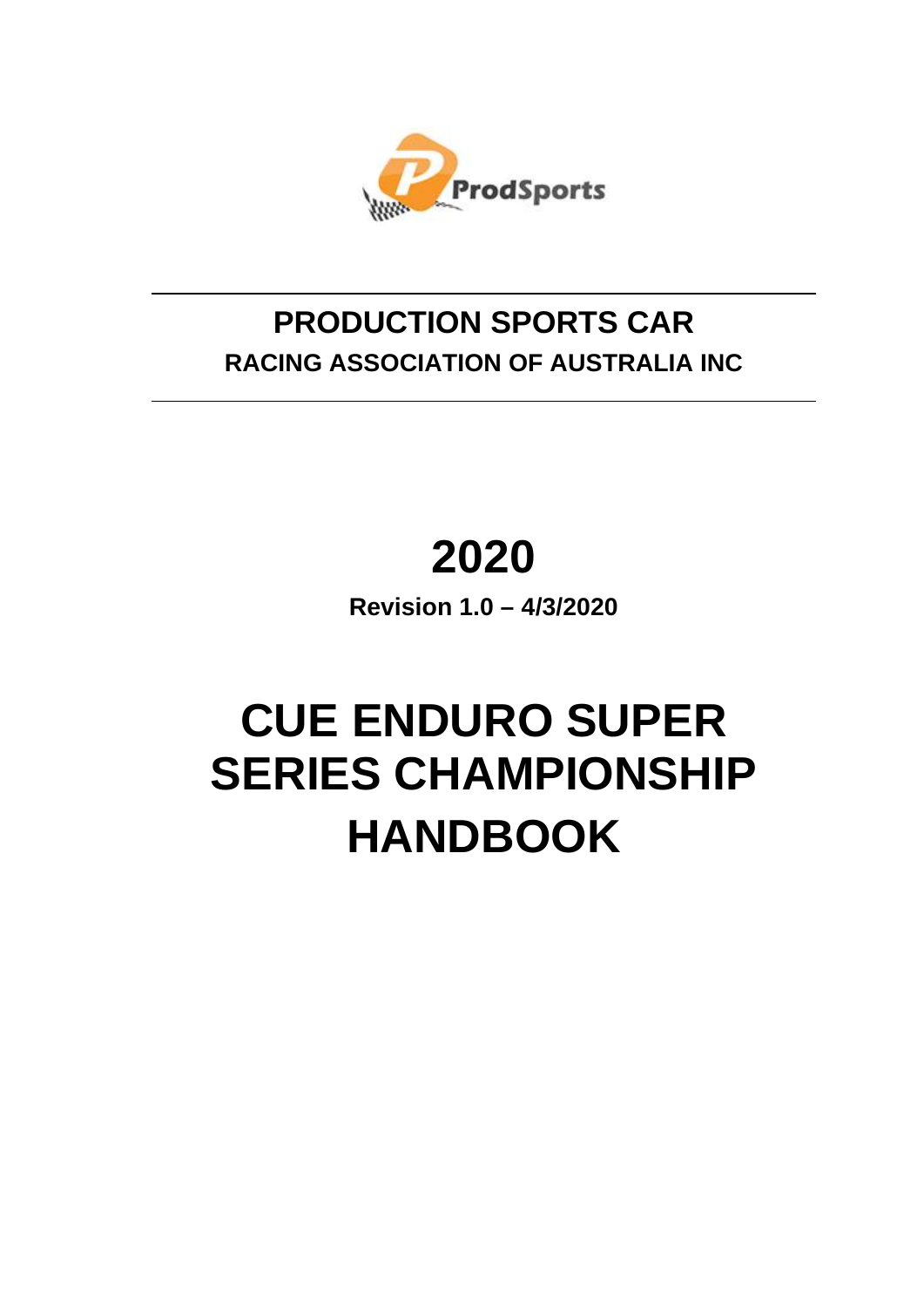ProdSports

# PRODUCTION SPORTS CAR

## RACING ASSOCIATION OF AUSTRALIA INC

# 2020

**Revision 1.0 – 4/3/2020**

# CUE ENDURO SUPER SERIES CHAMPIONSHIP HANDBOOK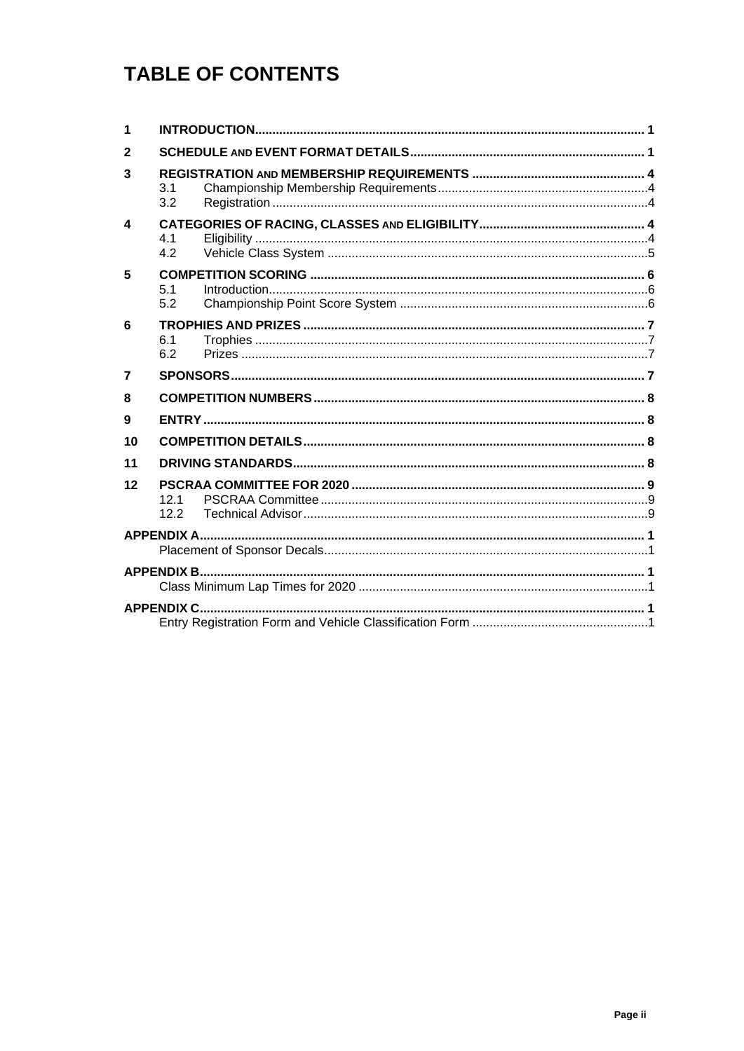# TABLE OF CONTENTS

| | | |
|---|---|---|
| **1** | **INTRODUCTION** | **1** |
| **2** | **SCHEDULE AND EVENT FORMAT DETAILS** | **1** |
| **3** | **REGISTRATION AND MEMBERSHIP REQUIREMENTS** | **4** |
| | 3.1 Championship Membership Requirements | 4 |
| | 3.2 Registration | 4 |
| **4** | **CATEGORIES OF RACING, CLASSES AND ELIGIBILITY** | **4** |
| | 4.1 Eligibility | 4 |
| | 4.2 Vehicle Class System | 5 |
| **5** | **COMPETITION SCORING** | **6** |
| | 5.1 Introduction | 6 |
| | 5.2 Championship Point Score System | 6 |
| **6** | **TROPHIES AND PRIZES** | **7** |
| | 6.1 Trophies | 7 |
| | 6.2 Prizes | 7 |
| **7** | **SPONSORS** | **7** |
| **8** | **COMPETITION NUMBERS** | **8** |
| **9** | **ENTRY** | **8** |
| **10** | **COMPETITION DETAILS** | **8** |
| **11** | **DRIVING STANDARDS** | **8** |
| **12** | **PSCRAA COMMITTEE FOR 2020** | **9** |
| | 12.1 PSCRAA Committee | 9 |
| | 12.2 Technical Advisor | 9 |
| **APPENDIX A** | | **1** |
| | Placement of Sponsor Decals | 1 |
| **APPENDIX B** | | **1** |
| | Class Minimum Lap Times for 2020 | 1 |
| **APPENDIX C** | | **1** |
| | Entry Registration Form and Vehicle Classification Form | 1 |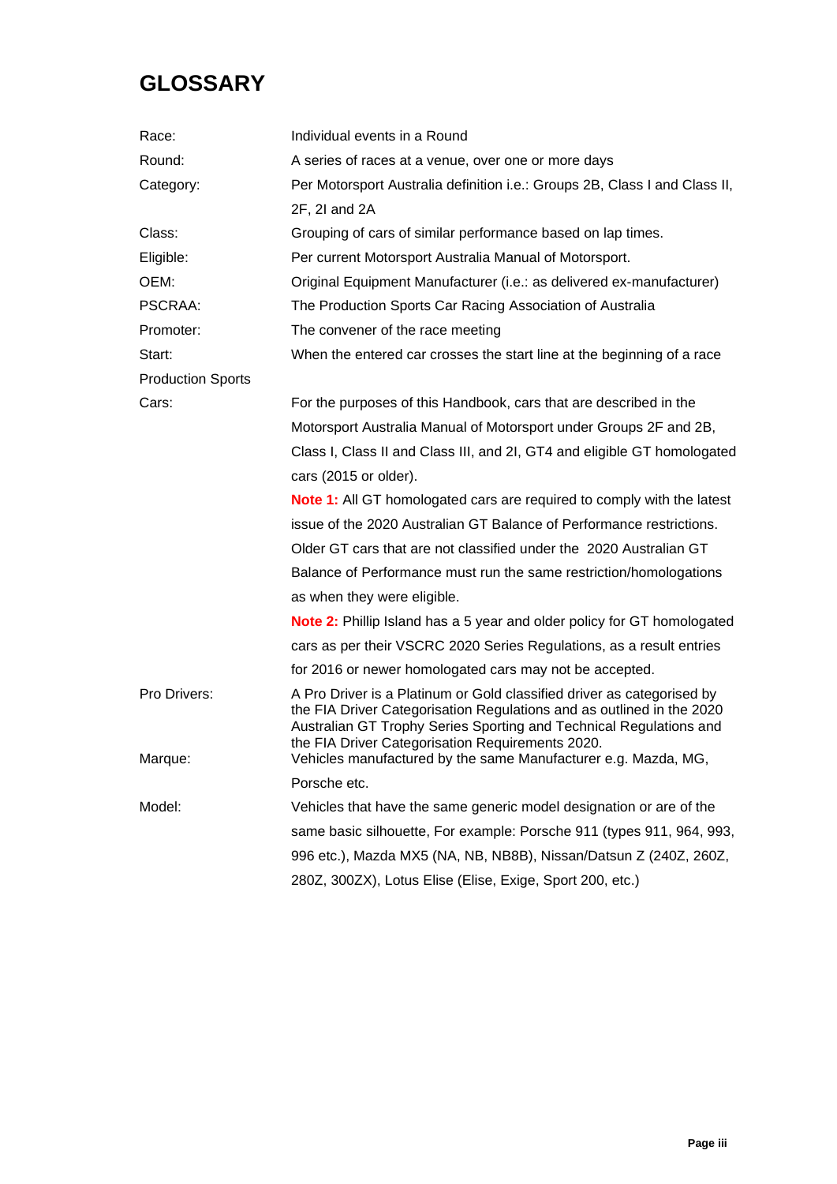# GLOSSARY

| | |
|---|---|
| Race: | Individual events in a Round |
| Round: | A series of races at a venue, over one or more days |
| Category: | Per Motorsport Australia definition i.e.: Groups 2B, Class I and Class II, 2F, 2I and 2A |
| Class: | Grouping of cars of similar performance based on lap times. |
| Eligible: | Per current Motorsport Australia Manual of Motorsport. |
| OEM: | Original Equipment Manufacturer (i.e.: as delivered ex-manufacturer) |
| PSCRAA: | The Production Sports Car Racing Association of Australia |
| Promoter: | The convener of the race meeting |
| Start: | When the entered car crosses the start line at the beginning of a race |
| Production Sports Cars: | For the purposes of this Handbook, cars that are described in the Motorsport Australia Manual of Motorsport under Groups 2F and 2B, Class I, Class II and Class III, and 2I, GT4 and eligible GT homologated cars (2015 or older).<br>**Note 1:** All GT homologated cars are required to comply with the latest issue of the 2020 Australian GT Balance of Performance restrictions. Older GT cars that are not classified under the 2020 Australian GT Balance of Performance must run the same restriction/homologations as when they were eligible.<br>**Note 2:** Phillip Island has a 5 year and older policy for GT homologated cars as per their VSCRC 2020 Series Regulations, as a result entries for 2016 or newer homologated cars may not be accepted. |
| Pro Drivers: | A Pro Driver is a Platinum or Gold classified driver as categorised by the FIA Driver Categorisation Regulations and as outlined in the 2020 Australian GT Trophy Series Sporting and Technical Regulations and the FIA Driver Categorisation Requirements 2020. |
| Marque: | Vehicles manufactured by the same Manufacturer e.g. Mazda, MG, Porsche etc. |
| Model: | Vehicles that have the same generic model designation or are of the same basic silhouette, For example: Porsche 911 (types 911, 964, 993, 996 etc.), Mazda MX5 (NA, NB, NB8B), Nissan/Datsun Z (240Z, 260Z, 280Z, 300ZX), Lotus Elise (Elise, Exige, Sport 200, etc.) |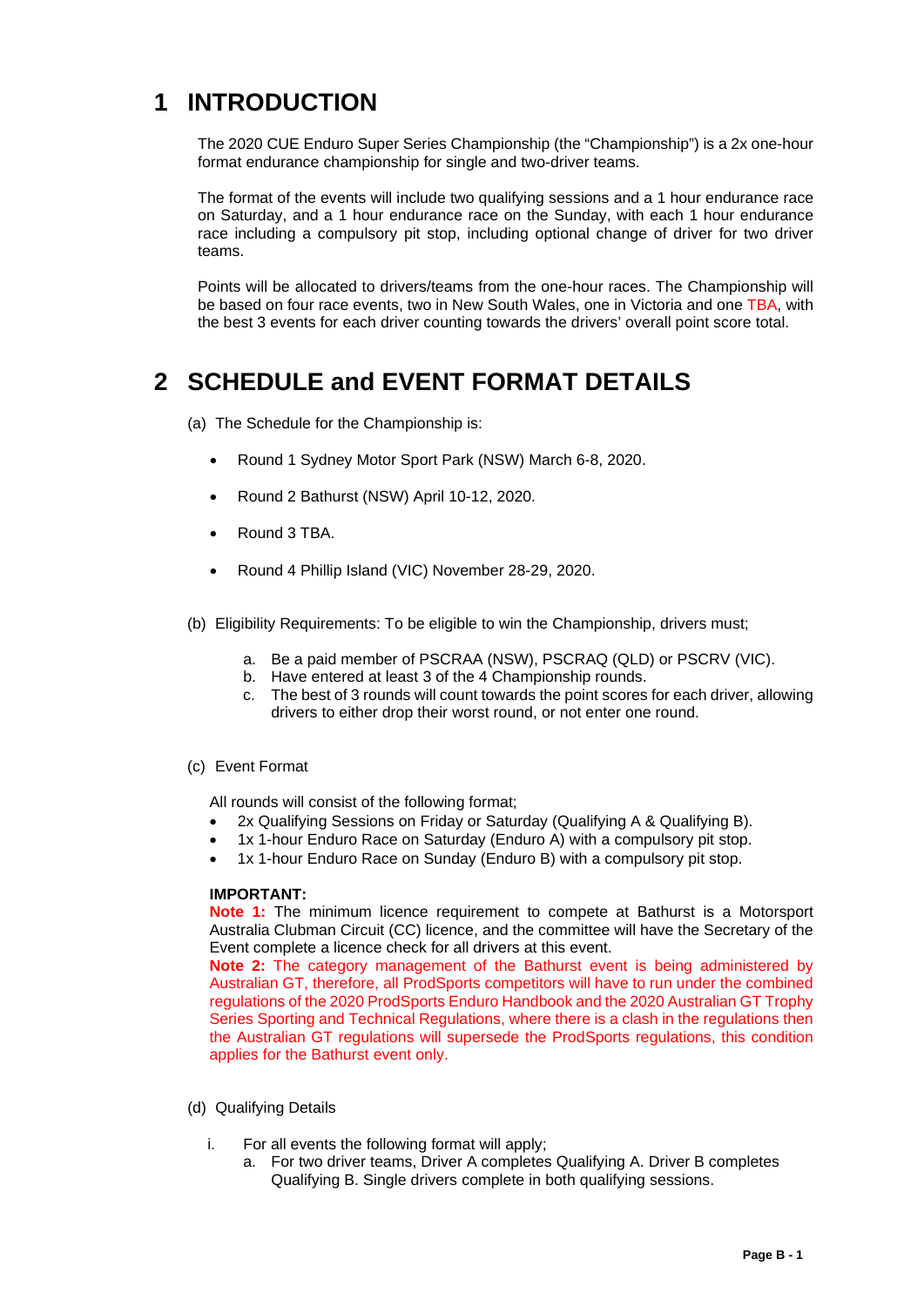# 1 INTRODUCTION

The 2020 CUE Enduro Super Series Championship (the "Championship") is a 2x one-hour format endurance championship for single and two-driver teams.

The format of the events will include two qualifying sessions and a 1 hour endurance race on Saturday, and a 1 hour endurance race on the Sunday, with each 1 hour endurance race including a compulsory pit stop, including optional change of driver for two driver teams.

Points will be allocated to drivers/teams from the one-hour races. The Championship will be based on four race events, two in New South Wales, one in Victoria and one TBA, with the best 3 events for each driver counting towards the drivers' overall point score total.

# 2 SCHEDULE and EVENT FORMAT DETAILS

(a) The Schedule for the Championship is:

- Round 1 Sydney Motor Sport Park (NSW) March 6-8, 2020.
- Round 2 Bathurst (NSW) April 10-12, 2020.
- Round 3 TBA.
- Round 4 Phillip Island (VIC) November 28-29, 2020.

(b) Eligibility Requirements: To be eligible to win the Championship, drivers must;

a. Be a paid member of PSCRAA (NSW), PSCRAQ (QLD) or PSCRV (VIC).
b. Have entered at least 3 of the 4 Championship rounds.
c. The best of 3 rounds will count towards the point scores for each driver, allowing drivers to either drop their worst round, or not enter one round.

(c) Event Format

All rounds will consist of the following format;

- 2x Qualifying Sessions on Friday or Saturday (Qualifying A & Qualifying B).
- 1x 1-hour Enduro Race on Saturday (Enduro A) with a compulsory pit stop.
- 1x 1-hour Enduro Race on Sunday (Enduro B) with a compulsory pit stop.

**IMPORTANT:**
**Note 1:** The minimum licence requirement to compete at Bathurst is a Motorsport Australia Clubman Circuit (CC) licence, and the committee will have the Secretary of the Event complete a licence check for all drivers at this event.
**Note 2:** The category management of the Bathurst event is being administered by Australian GT, therefore, all ProdSports competitors will have to run under the combined regulations of the 2020 ProdSports Enduro Handbook and the 2020 Australian GT Trophy Series Sporting and Technical Regulations, where there is a clash in the regulations then the Australian GT regulations will supersede the ProdSports regulations, this condition applies for the Bathurst event only.

(d) Qualifying Details

i. For all events the following format will apply;
   a. For two driver teams, Driver A completes Qualifying A. Driver B completes Qualifying B. Single drivers complete in both qualifying sessions.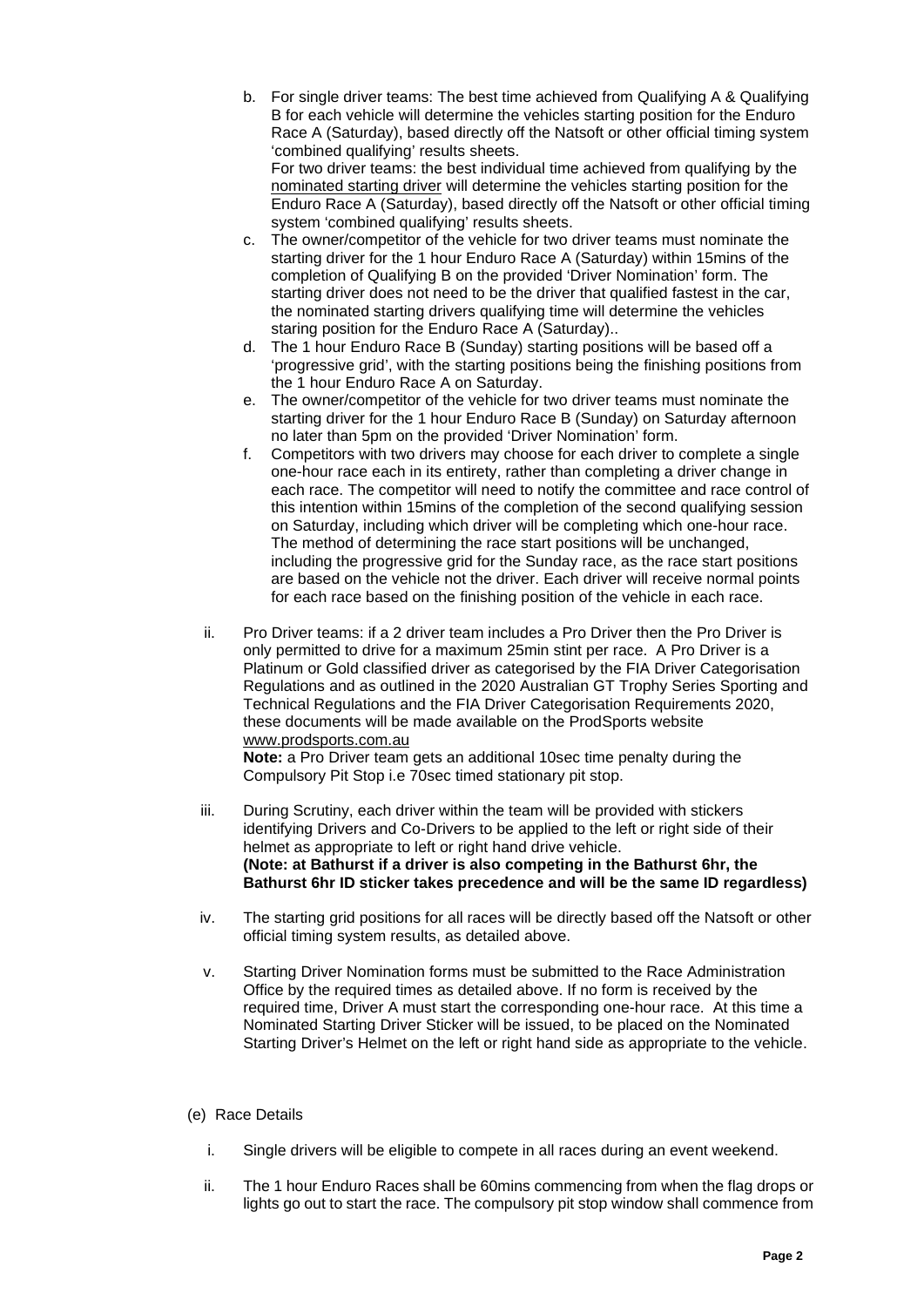b. For single driver teams: The best time achieved from Qualifying A & Qualifying B for each vehicle will determine the vehicles starting position for the Enduro Race A (Saturday), based directly off the Natsoft or other official timing system 'combined qualifying' results sheets.
   For two driver teams: the best individual time achieved from qualifying by the nominated starting driver will determine the vehicles starting position for the Enduro Race A (Saturday), based directly off the Natsoft or other official timing system 'combined qualifying' results sheets.

c. The owner/competitor of the vehicle for two driver teams must nominate the starting driver for the 1 hour Enduro Race A (Saturday) within 15mins of the completion of Qualifying B on the provided 'Driver Nomination' form. The starting driver does not need to be the driver that qualified fastest in the car, the nominated starting drivers qualifying time will determine the vehicles staring position for the Enduro Race A (Saturday)..

d. The 1 hour Enduro Race B (Sunday) starting positions will be based off a 'progressive grid', with the starting positions being the finishing positions from the 1 hour Enduro Race A on Saturday.

e. The owner/competitor of the vehicle for two driver teams must nominate the starting driver for the 1 hour Enduro Race B (Sunday) on Saturday afternoon no later than 5pm on the provided 'Driver Nomination' form.

f. Competitors with two drivers may choose for each driver to complete a single one-hour race each in its entirety, rather than completing a driver change in each race. The competitor will need to notify the committee and race control of this intention within 15mins of the completion of the second qualifying session on Saturday, including which driver will be completing which one-hour race. The method of determining the race start positions will be unchanged, including the progressive grid for the Sunday race, as the race start positions are based on the vehicle not the driver. Each driver will receive normal points for each race based on the finishing position of the vehicle in each race.

ii. Pro Driver teams: if a 2 driver team includes a Pro Driver then the Pro Driver is only permitted to drive for a maximum 25min stint per race. A Pro Driver is a Platinum or Gold classified driver as categorised by the FIA Driver Categorisation Regulations and as outlined in the 2020 Australian GT Trophy Series Sporting and Technical Regulations and the FIA Driver Categorisation Requirements 2020, these documents will be made available on the ProdSports website www.prodsports.com.au
   **Note:** a Pro Driver team gets an additional 10sec time penalty during the Compulsory Pit Stop i.e 70sec timed stationary pit stop.

iii. During Scrutiny, each driver within the team will be provided with stickers identifying Drivers and Co-Drivers to be applied to the left or right side of their helmet as appropriate to left or right hand drive vehicle.
   **(Note: at Bathurst if a driver is also competing in the Bathurst 6hr, the Bathurst 6hr ID sticker takes precedence and will be the same ID regardless)**

iv. The starting grid positions for all races will be directly based off the Natsoft or other official timing system results, as detailed above.

v. Starting Driver Nomination forms must be submitted to the Race Administration Office by the required times as detailed above. If no form is received by the required time, Driver A must start the corresponding one-hour race. At this time a Nominated Starting Driver Sticker will be issued, to be placed on the Nominated Starting Driver's Helmet on the left or right hand side as appropriate to the vehicle.

(e) Race Details

i. Single drivers will be eligible to compete in all races during an event weekend.

ii. The 1 hour Enduro Races shall be 60mins commencing from when the flag drops or lights go out to start the race. The compulsory pit stop window shall commence from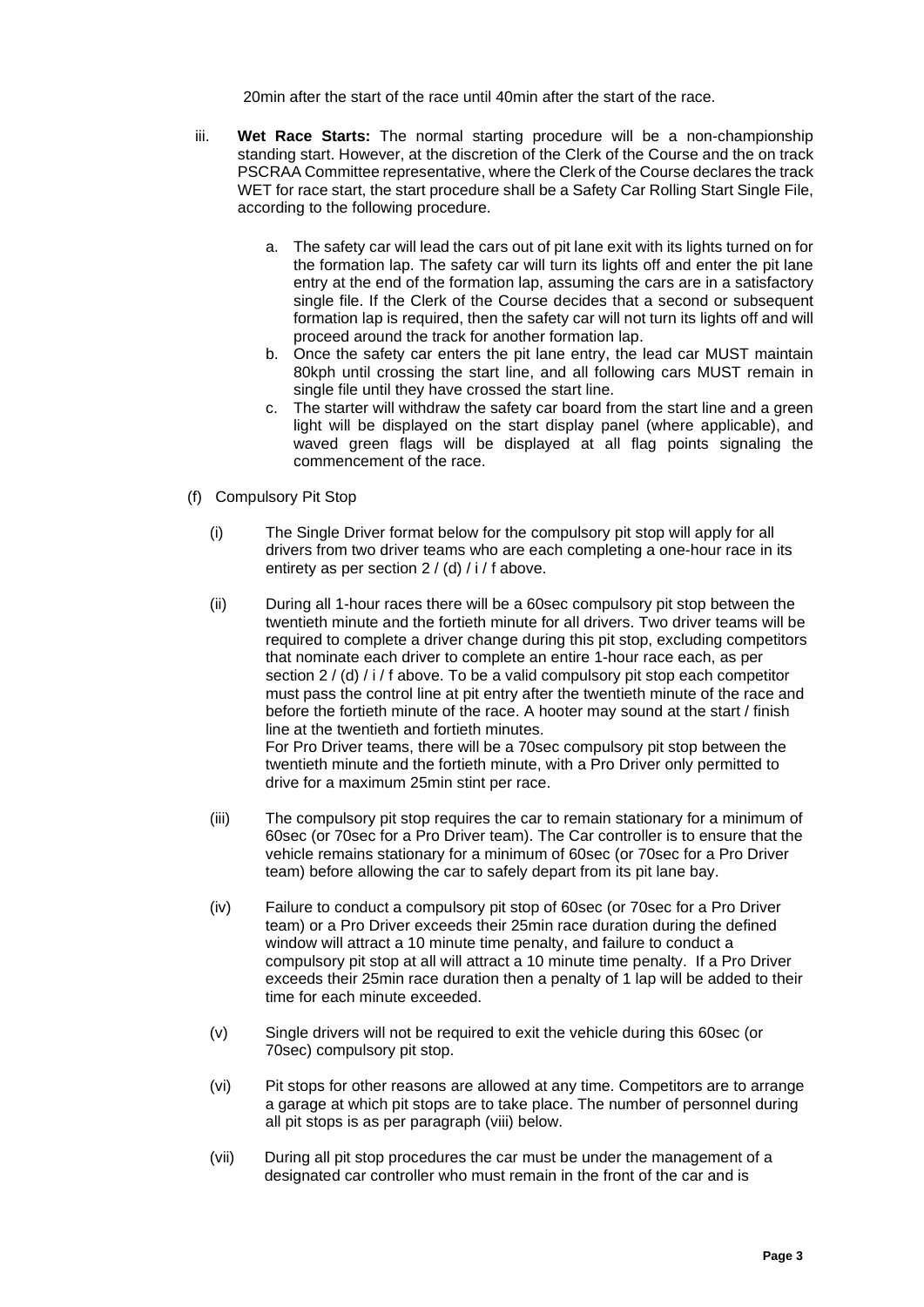20min after the start of the race until 40min after the start of the race.

iii. **Wet Race Starts:** The normal starting procedure will be a non-championship standing start. However, at the discretion of the Clerk of the Course and the on track PSCRAA Committee representative, where the Clerk of the Course declares the track WET for race start, the start procedure shall be a Safety Car Rolling Start Single File, according to the following procedure.

   a. The safety car will lead the cars out of pit lane exit with its lights turned on for the formation lap. The safety car will turn its lights off and enter the pit lane entry at the end of the formation lap, assuming the cars are in a satisfactory single file. If the Clerk of the Course decides that a second or subsequent formation lap is required, then the safety car will not turn its lights off and will proceed around the track for another formation lap.
   b. Once the safety car enters the pit lane entry, the lead car MUST maintain 80kph until crossing the start line, and all following cars MUST remain in single file until they have crossed the start line.
   c. The starter will withdraw the safety car board from the start line and a green light will be displayed on the start display panel (where applicable), and waved green flags will be displayed at all flag points signaling the commencement of the race.

(f) Compulsory Pit Stop

(i) The Single Driver format below for the compulsory pit stop will apply for all drivers from two driver teams who are each completing a one-hour race in its entirety as per section 2 / (d) / i / f above.

(ii) During all 1-hour races there will be a 60sec compulsory pit stop between the twentieth minute and the fortieth minute for all drivers. Two driver teams will be required to complete a driver change during this pit stop, excluding competitors that nominate each driver to complete an entire 1-hour race each, as per section 2 / (d) / i / f above. To be a valid compulsory pit stop each competitor must pass the control line at pit entry after the twentieth minute of the race and before the fortieth minute of the race. A hooter may sound at the start / finish line at the twentieth and fortieth minutes.
For Pro Driver teams, there will be a 70sec compulsory pit stop between the twentieth minute and the fortieth minute, with a Pro Driver only permitted to drive for a maximum 25min stint per race.

(iii) The compulsory pit stop requires the car to remain stationary for a minimum of 60sec (or 70sec for a Pro Driver team). The Car controller is to ensure that the vehicle remains stationary for a minimum of 60sec (or 70sec for a Pro Driver team) before allowing the car to safely depart from its pit lane bay.

(iv) Failure to conduct a compulsory pit stop of 60sec (or 70sec for a Pro Driver team) or a Pro Driver exceeds their 25min race duration during the defined window will attract a 10 minute time penalty, and failure to conduct a compulsory pit stop at all will attract a 10 minute time penalty. If a Pro Driver exceeds their 25min race duration then a penalty of 1 lap will be added to their time for each minute exceeded.

(v) Single drivers will not be required to exit the vehicle during this 60sec (or 70sec) compulsory pit stop.

(vi) Pit stops for other reasons are allowed at any time. Competitors are to arrange a garage at which pit stops are to take place. The number of personnel during all pit stops is as per paragraph (viii) below.

(vii) During all pit stop procedures the car must be under the management of a designated car controller who must remain in the front of the car and is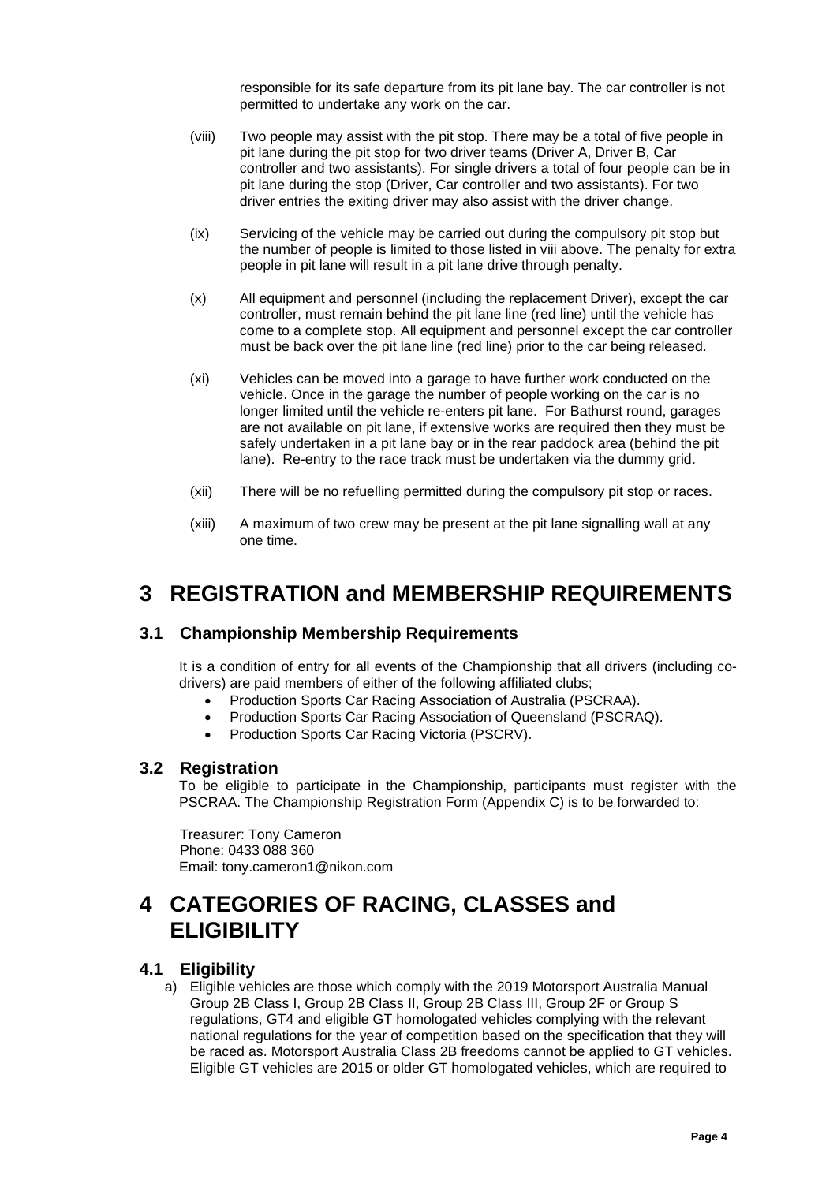responsible for its safe departure from its pit lane bay. The car controller is not permitted to undertake any work on the car.

(viii) Two people may assist with the pit stop. There may be a total of five people in pit lane during the pit stop for two driver teams (Driver A, Driver B, Car controller and two assistants). For single drivers a total of four people can be in pit lane during the stop (Driver, Car controller and two assistants). For two driver entries the exiting driver may also assist with the driver change.

(ix) Servicing of the vehicle may be carried out during the compulsory pit stop but the number of people is limited to those listed in viii above. The penalty for extra people in pit lane will result in a pit lane drive through penalty.

(x) All equipment and personnel (including the replacement Driver), except the car controller, must remain behind the pit lane line (red line) until the vehicle has come to a complete stop. All equipment and personnel except the car controller must be back over the pit lane line (red line) prior to the car being released.

(xi) Vehicles can be moved into a garage to have further work conducted on the vehicle. Once in the garage the number of people working on the car is no longer limited until the vehicle re-enters pit lane. For Bathurst round, garages are not available on pit lane, if extensive works are required then they must be safely undertaken in a pit lane bay or in the rear paddock area (behind the pit lane). Re-entry to the race track must be undertaken via the dummy grid.

(xii) There will be no refuelling permitted during the compulsory pit stop or races.

(xiii) A maximum of two crew may be present at the pit lane signalling wall at any one time.

# 3 REGISTRATION and MEMBERSHIP REQUIREMENTS

## 3.1 Championship Membership Requirements

It is a condition of entry for all events of the Championship that all drivers (including co-drivers) are paid members of either of the following affiliated clubs;

- Production Sports Car Racing Association of Australia (PSCRAA).
- Production Sports Car Racing Association of Queensland (PSCRAQ).
- Production Sports Car Racing Victoria (PSCRV).

## 3.2 Registration

To be eligible to participate in the Championship, participants must register with the PSCRAA. The Championship Registration Form (Appendix C) is to be forwarded to:

Treasurer: Tony Cameron
Phone: 0433 088 360
Email: tony.cameron1@nikon.com

# 4 CATEGORIES OF RACING, CLASSES and ELIGIBILITY

## 4.1 Eligibility

a) Eligible vehicles are those which comply with the 2019 Motorsport Australia Manual Group 2B Class I, Group 2B Class II, Group 2B Class III, Group 2F or Group S regulations, GT4 and eligible GT homologated vehicles complying with the relevant national regulations for the year of competition based on the specification that they will be raced as. Motorsport Australia Class 2B freedoms cannot be applied to GT vehicles. Eligible GT vehicles are 2015 or older GT homologated vehicles, which are required to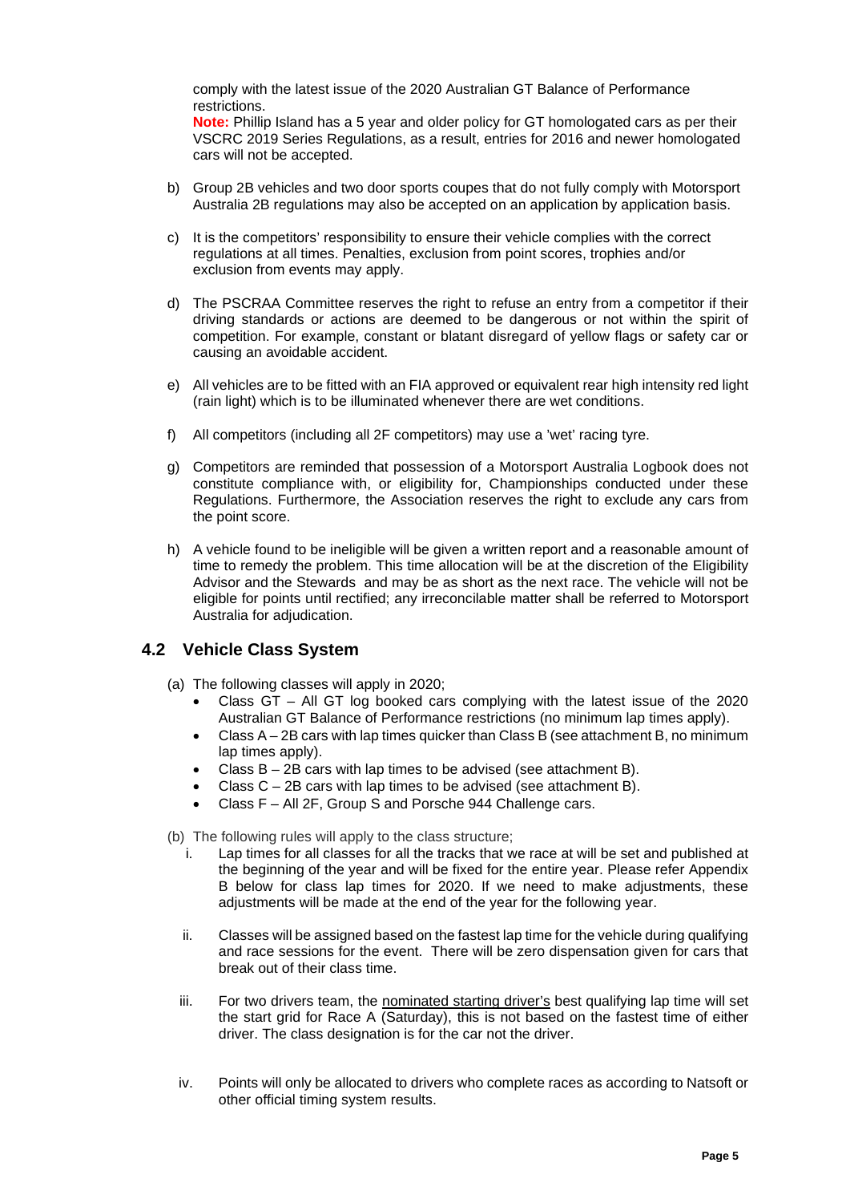comply with the latest issue of the 2020 Australian GT Balance of Performance restrictions.

**Note:** Phillip Island has a 5 year and older policy for GT homologated cars as per their VSCRC 2019 Series Regulations, as a result, entries for 2016 and newer homologated cars will not be accepted.

b) Group 2B vehicles and two door sports coupes that do not fully comply with Motorsport Australia 2B regulations may also be accepted on an application by application basis.

c) It is the competitors' responsibility to ensure their vehicle complies with the correct regulations at all times. Penalties, exclusion from point scores, trophies and/or exclusion from events may apply.

d) The PSCRAA Committee reserves the right to refuse an entry from a competitor if their driving standards or actions are deemed to be dangerous or not within the spirit of competition. For example, constant or blatant disregard of yellow flags or safety car or causing an avoidable accident.

e) All vehicles are to be fitted with an FIA approved or equivalent rear high intensity red light (rain light) which is to be illuminated whenever there are wet conditions.

f) All competitors (including all 2F competitors) may use a 'wet' racing tyre.

g) Competitors are reminded that possession of a Motorsport Australia Logbook does not constitute compliance with, or eligibility for, Championships conducted under these Regulations. Furthermore, the Association reserves the right to exclude any cars from the point score.

h) A vehicle found to be ineligible will be given a written report and a reasonable amount of time to remedy the problem. This time allocation will be at the discretion of the Eligibility Advisor and the Stewards and may be as short as the next race. The vehicle will not be eligible for points until rectified; any irreconcilable matter shall be referred to Motorsport Australia for adjudication.

## 4.2 Vehicle Class System

(a) The following classes will apply in 2020;

- Class GT – All GT log booked cars complying with the latest issue of the 2020 Australian GT Balance of Performance restrictions (no minimum lap times apply).
- Class A – 2B cars with lap times quicker than Class B (see attachment B, no minimum lap times apply).
- Class B – 2B cars with lap times to be advised (see attachment B).
- Class C – 2B cars with lap times to be advised (see attachment B).
- Class F – All 2F, Group S and Porsche 944 Challenge cars.

(b) The following rules will apply to the class structure;

i. Lap times for all classes for all the tracks that we race at will be set and published at the beginning of the year and will be fixed for the entire year. Please refer Appendix B below for class lap times for 2020. If we need to make adjustments, these adjustments will be made at the end of the year for the following year.

ii. Classes will be assigned based on the fastest lap time for the vehicle during qualifying and race sessions for the event. There will be zero dispensation given for cars that break out of their class time.

iii. For two drivers team, the nominated starting driver's best qualifying lap time will set the start grid for Race A (Saturday), this is not based on the fastest time of either driver. The class designation is for the car not the driver.

iv. Points will only be allocated to drivers who complete races as according to Natsoft or other official timing system results.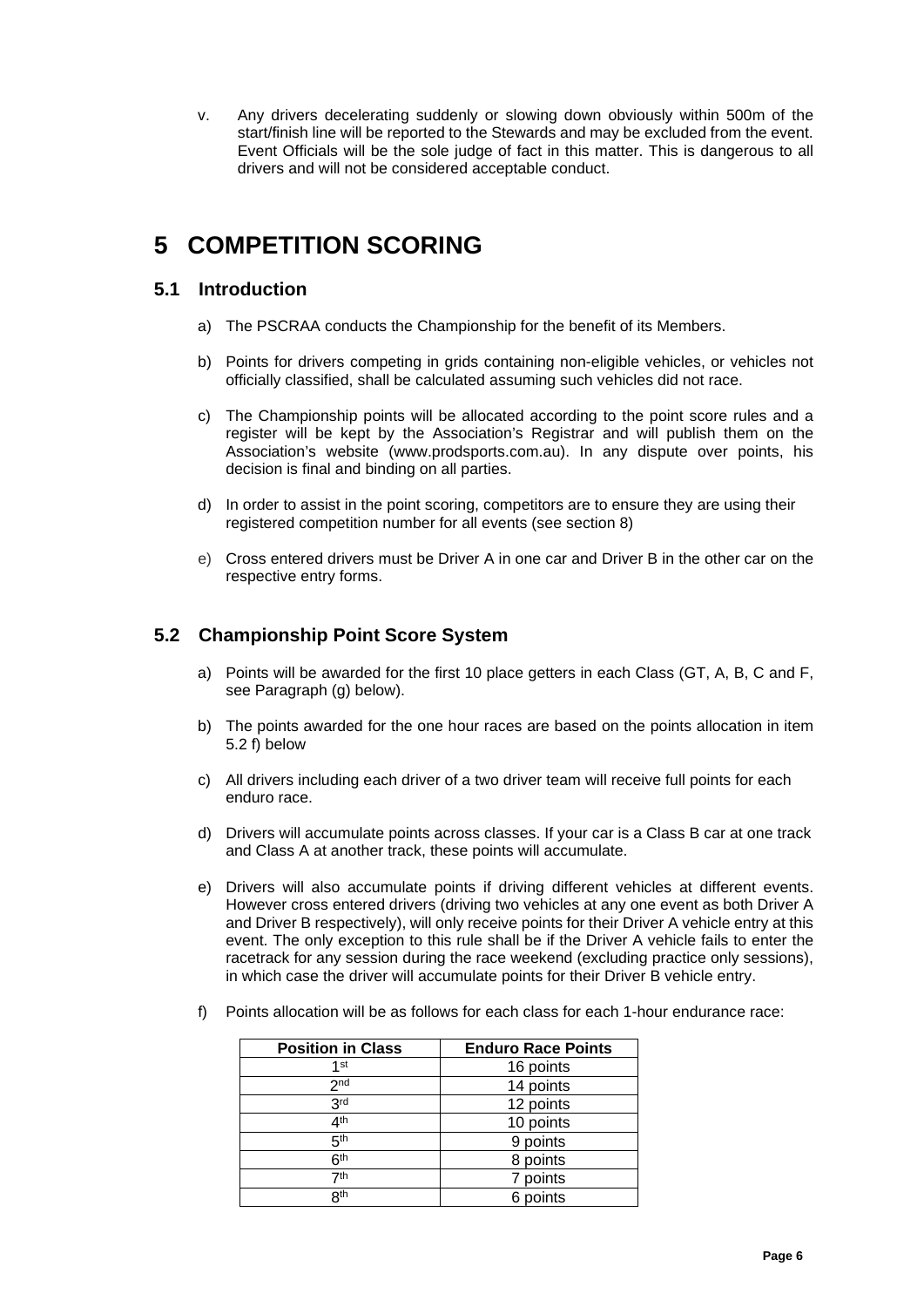v. Any drivers decelerating suddenly or slowing down obviously within 500m of the start/finish line will be reported to the Stewards and may be excluded from the event. Event Officials will be the sole judge of fact in this matter. This is dangerous to all drivers and will not be considered acceptable conduct.

# 5 COMPETITION SCORING

## 5.1 Introduction

a) The PSCRAA conducts the Championship for the benefit of its Members.

b) Points for drivers competing in grids containing non-eligible vehicles, or vehicles not officially classified, shall be calculated assuming such vehicles did not race.

c) The Championship points will be allocated according to the point score rules and a register will be kept by the Association's Registrar and will publish them on the Association's website (www.prodsports.com.au). In any dispute over points, his decision is final and binding on all parties.

d) In order to assist in the point scoring, competitors are to ensure they are using their registered competition number for all events (see section 8)

e) Cross entered drivers must be Driver A in one car and Driver B in the other car on the respective entry forms.

## 5.2 Championship Point Score System

a) Points will be awarded for the first 10 place getters in each Class (GT, A, B, C and F, see Paragraph (g) below).

b) The points awarded for the one hour races are based on the points allocation in item 5.2 f) below

c) All drivers including each driver of a two driver team will receive full points for each enduro race.

d) Drivers will accumulate points across classes. If your car is a Class B car at one track and Class A at another track, these points will accumulate.

e) Drivers will also accumulate points if driving different vehicles at different events. However cross entered drivers (driving two vehicles at any one event as both Driver A and Driver B respectively), will only receive points for their Driver A vehicle entry at this event. The only exception to this rule shall be if the Driver A vehicle fails to enter the racetrack for any session during the race weekend (excluding practice only sessions), in which case the driver will accumulate points for their Driver B vehicle entry.

f) Points allocation will be as follows for each class for each 1-hour endurance race:

| Position in Class | Enduro Race Points |
|---|---|
| 1st | 16 points |
| 2nd | 14 points |
| 3rd | 12 points |
| 4th | 10 points |
| 5th | 9 points |
| 6th | 8 points |
| 7th | 7 points |
| 8th | 6 points |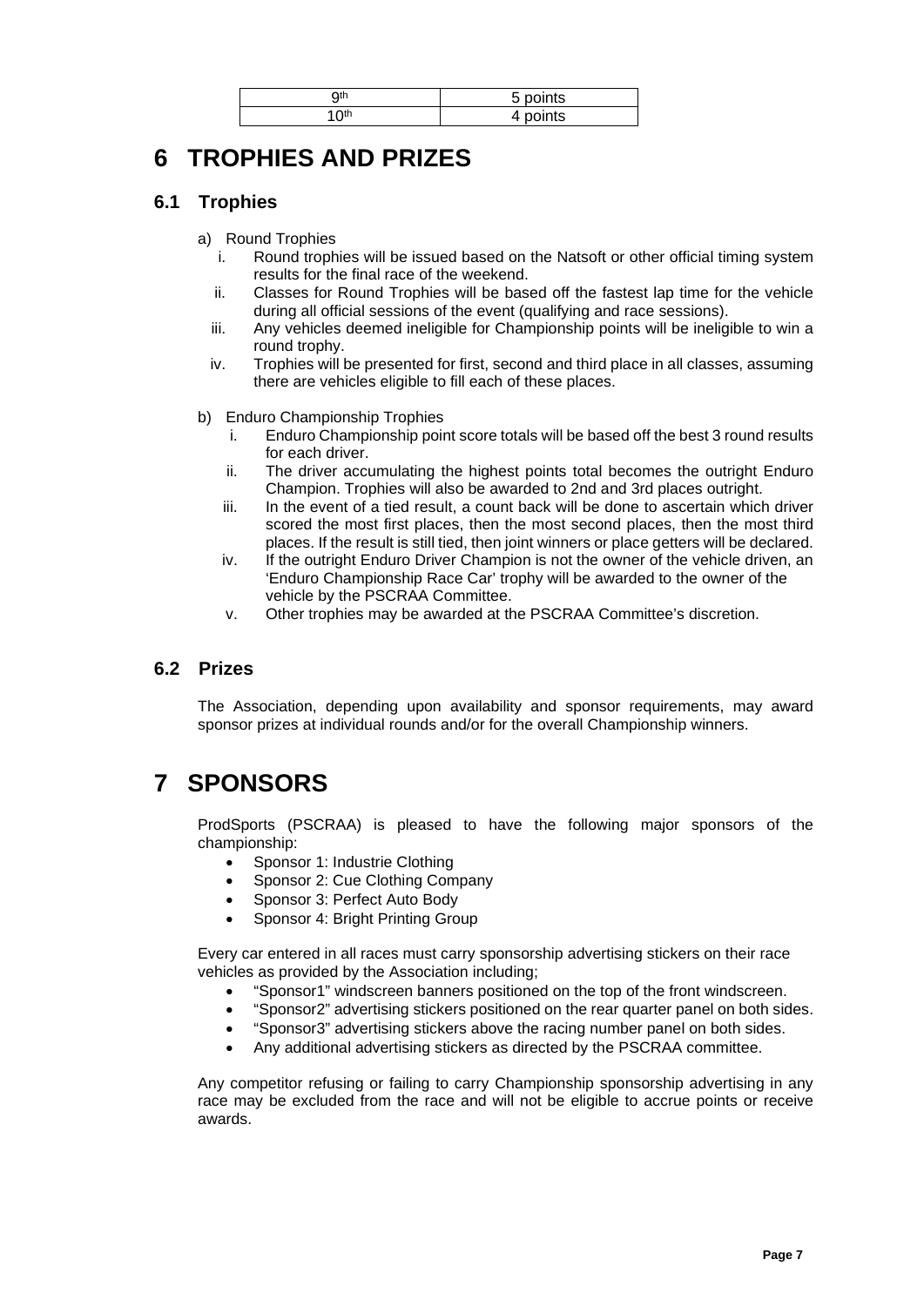| 9th | 5 points |
|---|---|
| 10th | 4 points |

# 6 TROPHIES AND PRIZES

## 6.1 Trophies

a) Round Trophies
   i. Round trophies will be issued based on the Natsoft or other official timing system results for the final race of the weekend.
   ii. Classes for Round Trophies will be based off the fastest lap time for the vehicle during all official sessions of the event (qualifying and race sessions).
   iii. Any vehicles deemed ineligible for Championship points will be ineligible to win a round trophy.
   iv. Trophies will be presented for first, second and third place in all classes, assuming there are vehicles eligible to fill each of these places.

b) Enduro Championship Trophies
   i. Enduro Championship point score totals will be based off the best 3 round results for each driver.
   ii. The driver accumulating the highest points total becomes the outright Enduro Champion. Trophies will also be awarded to 2nd and 3rd places outright.
   iii. In the event of a tied result, a count back will be done to ascertain which driver scored the most first places, then the most second places, then the most third places. If the result is still tied, then joint winners or place getters will be declared.
   iv. If the outright Enduro Driver Champion is not the owner of the vehicle driven, an 'Enduro Championship Race Car' trophy will be awarded to the owner of the vehicle by the PSCRAA Committee.
   v. Other trophies may be awarded at the PSCRAA Committee's discretion.

## 6.2 Prizes

The Association, depending upon availability and sponsor requirements, may award sponsor prizes at individual rounds and/or for the overall Championship winners.

# 7 SPONSORS

ProdSports (PSCRAA) is pleased to have the following major sponsors of the championship:

- Sponsor 1: Industrie Clothing
- Sponsor 2: Cue Clothing Company
- Sponsor 3: Perfect Auto Body
- Sponsor 4: Bright Printing Group

Every car entered in all races must carry sponsorship advertising stickers on their race vehicles as provided by the Association including;

- "Sponsor1" windscreen banners positioned on the top of the front windscreen.
- "Sponsor2" advertising stickers positioned on the rear quarter panel on both sides.
- "Sponsor3" advertising stickers above the racing number panel on both sides.
- Any additional advertising stickers as directed by the PSCRAA committee.

Any competitor refusing or failing to carry Championship sponsorship advertising in any race may be excluded from the race and will not be eligible to accrue points or receive awards.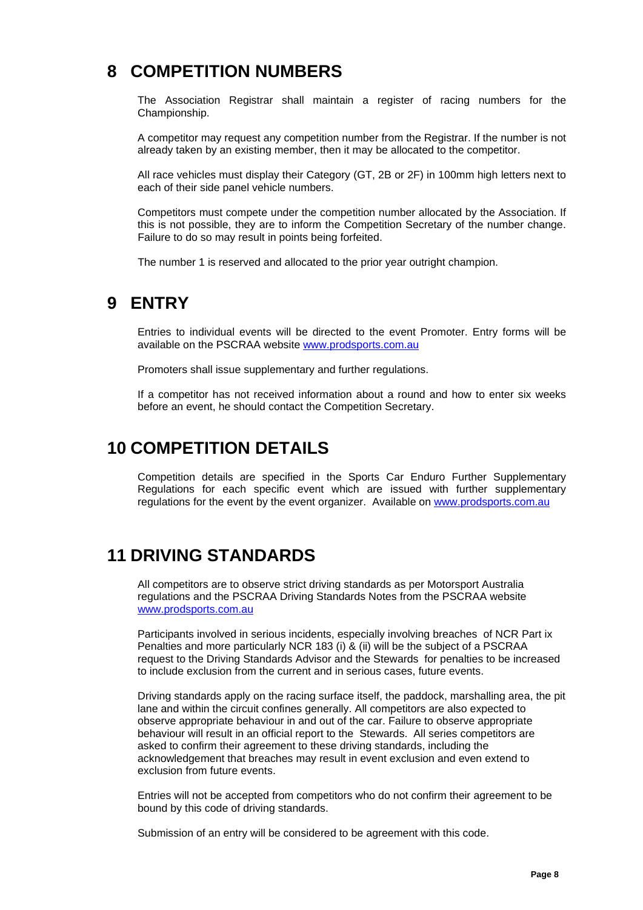# 8 COMPETITION NUMBERS

The Association Registrar shall maintain a register of racing numbers for the Championship.

A competitor may request any competition number from the Registrar. If the number is not already taken by an existing member, then it may be allocated to the competitor.

All race vehicles must display their Category (GT, 2B or 2F) in 100mm high letters next to each of their side panel vehicle numbers.

Competitors must compete under the competition number allocated by the Association. If this is not possible, they are to inform the Competition Secretary of the number change. Failure to do so may result in points being forfeited.

The number 1 is reserved and allocated to the prior year outright champion.

# 9 ENTRY

Entries to individual events will be directed to the event Promoter. Entry forms will be available on the PSCRAA website [www.prodsports.com.au](www.prodsports.com.au)

Promoters shall issue supplementary and further regulations.

If a competitor has not received information about a round and how to enter six weeks before an event, he should contact the Competition Secretary.

# 10 COMPETITION DETAILS

Competition details are specified in the Sports Car Enduro Further Supplementary Regulations for each specific event which are issued with further supplementary regulations for the event by the event organizer. Available on [www.prodsports.com.au](www.prodsports.com.au)

# 11 DRIVING STANDARDS

All competitors are to observe strict driving standards as per Motorsport Australia regulations and the PSCRAA Driving Standards Notes from the PSCRAA website [www.prodsports.com.au](www.prodsports.com.au)

Participants involved in serious incidents, especially involving breaches of NCR Part ix Penalties and more particularly NCR 183 (i) & (ii) will be the subject of a PSCRAA request to the Driving Standards Advisor and the Stewards for penalties to be increased to include exclusion from the current and in serious cases, future events.

Driving standards apply on the racing surface itself, the paddock, marshalling area, the pit lane and within the circuit confines generally. All competitors are also expected to observe appropriate behaviour in and out of the car. Failure to observe appropriate behaviour will result in an official report to the Stewards. All series competitors are asked to confirm their agreement to these driving standards, including the acknowledgement that breaches may result in event exclusion and even extend to exclusion from future events.

Entries will not be accepted from competitors who do not confirm their agreement to be bound by this code of driving standards.

Submission of an entry will be considered to be agreement with this code.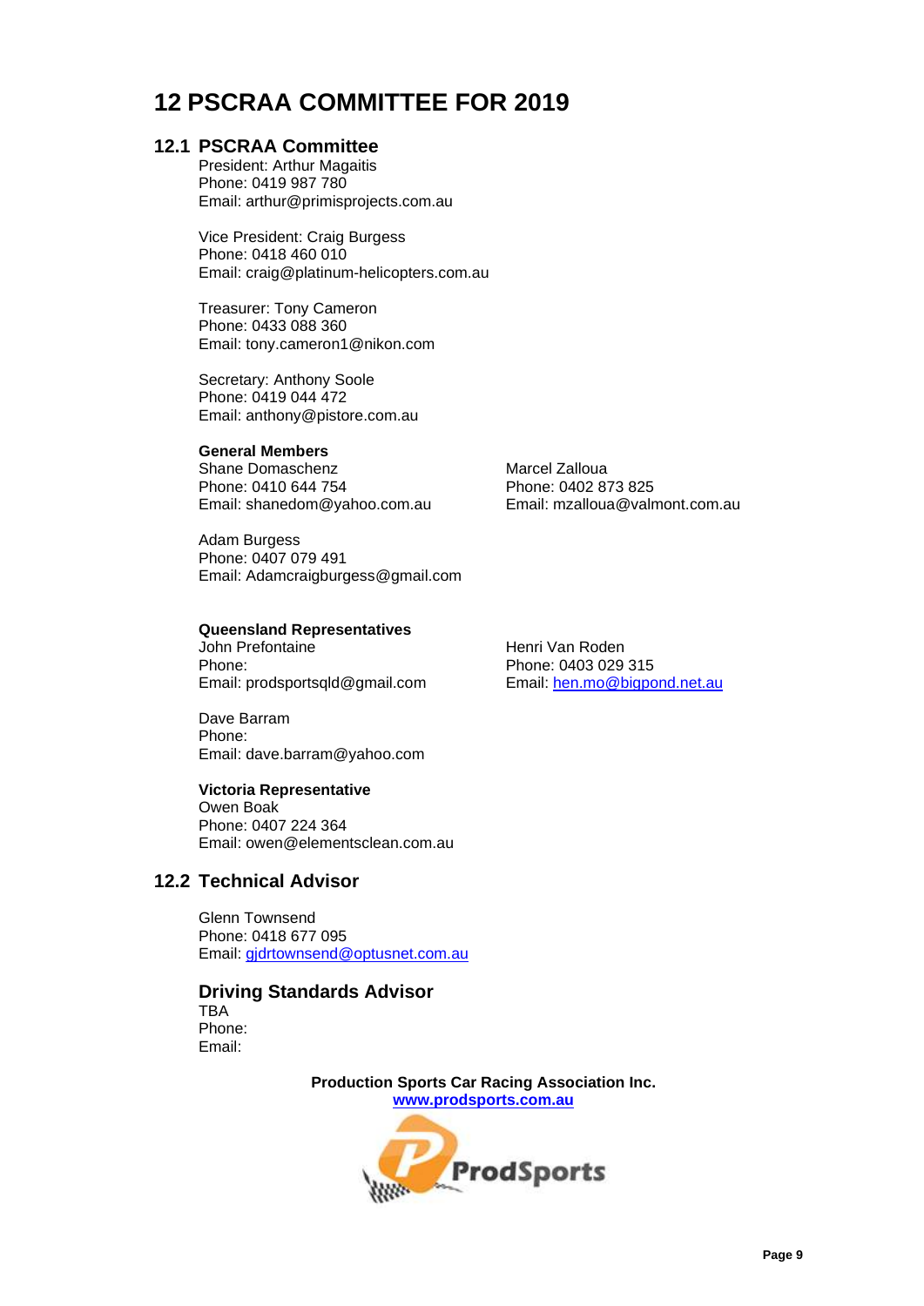# 12 PSCRAA COMMITTEE FOR 2019

## 12.1 PSCRAA Committee

President: Arthur Magaitis
Phone: 0419 987 780
Email: arthur@primisprojects.com.au

Vice President: Craig Burgess
Phone: 0418 460 010
Email: craig@platinum-helicopters.com.au

Treasurer: Tony Cameron
Phone: 0433 088 360
Email: tony.cameron1@nikon.com

Secretary: Anthony Soole
Phone: 0419 044 472
Email: anthony@pistore.com.au

**General Members**

Shane Domaschenz
Phone: 0410 644 754
Email: shanedom@yahoo.com.au

Marcel Zalloua
Phone: 0402 873 825
Email: mzalloua@valmont.com.au

Adam Burgess
Phone: 0407 079 491
Email: Adamcraigburgess@gmail.com

**Queensland Representatives**

John Prefontaine
Phone:
Email: prodsportsqld@gmail.com

Henri Van Roden
Phone: 0403 029 315
Email: hen.mo@bigpond.net.au

Dave Barram
Phone:
Email: dave.barram@yahoo.com

**Victoria Representative**

Owen Boak
Phone: 0407 224 364
Email: owen@elementsclean.com.au

## 12.2 Technical Advisor

Glenn Townsend
Phone: 0418 677 095
Email: gjdrtownsend@optusnet.com.au

### Driving Standards Advisor

TBA
Phone:
Email:

**Production Sports Car Racing Association Inc.**
**www.prodsports.com.au**

ProdSports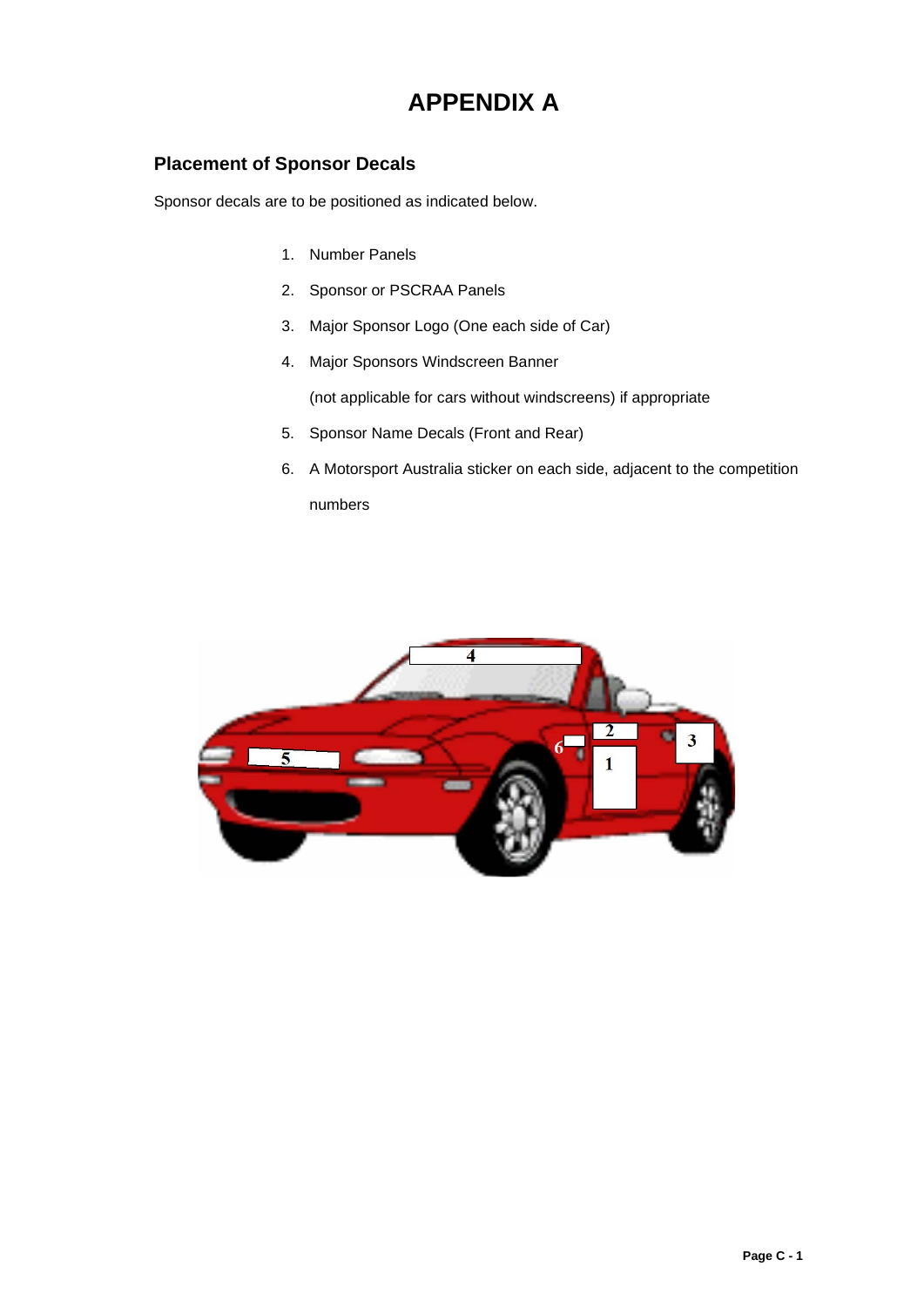# APPENDIX A

## Placement of Sponsor Decals

Sponsor decals are to be positioned as indicated below.

1. Number Panels
2. Sponsor or PSCRAA Panels
3. Major Sponsor Logo (One each side of Car)
4. Major Sponsors Windscreen Banner

   (not applicable for cars without windscreens) if appropriate
5. Sponsor Name Decals (Front and Rear)
6. A Motorsport Australia sticker on each side, adjacent to the competition numbers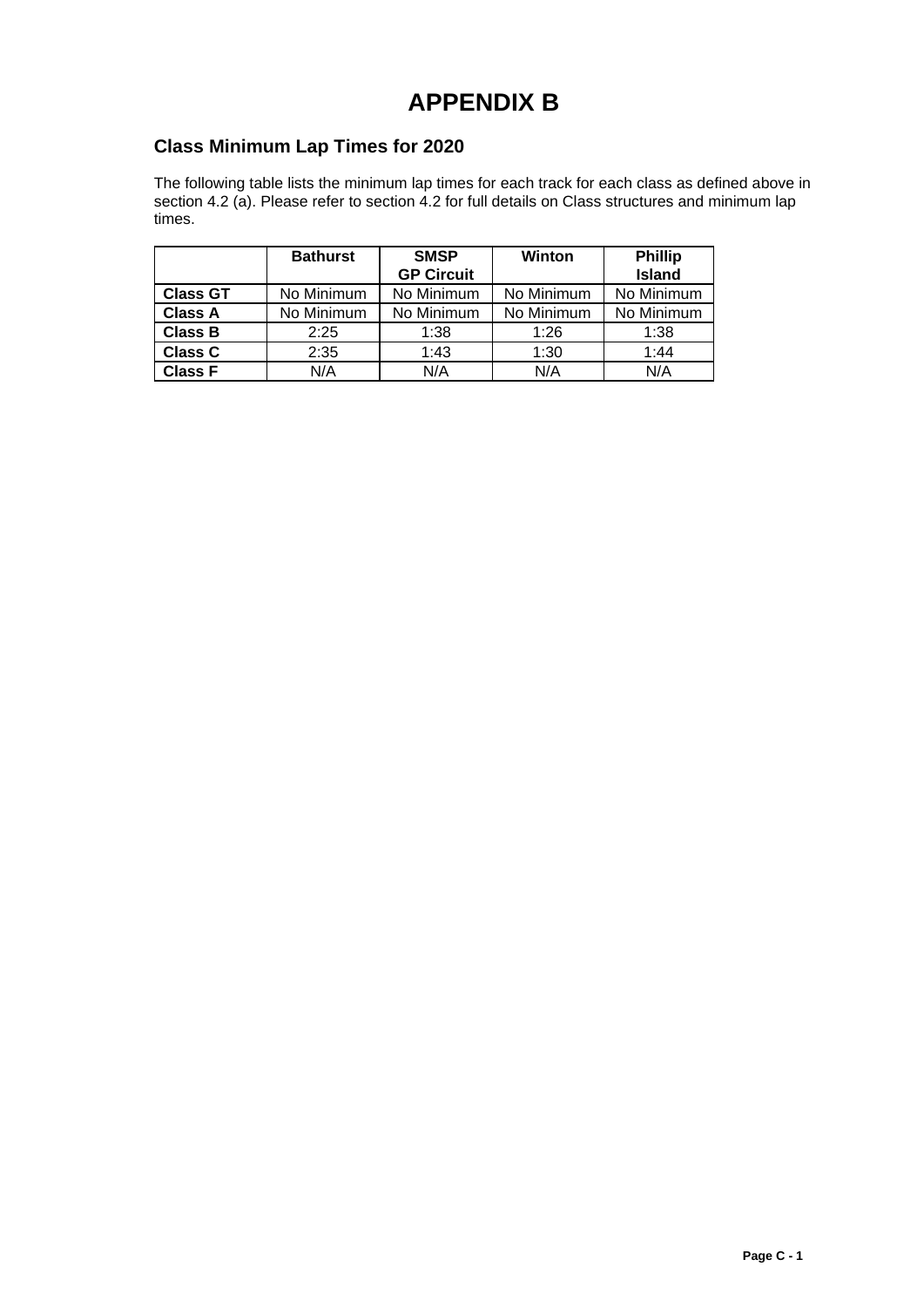# APPENDIX B

## Class Minimum Lap Times for 2020

The following table lists the minimum lap times for each track for each class as defined above in section 4.2 (a). Please refer to section 4.2 for full details on Class structures and minimum lap times.

| | **Bathurst** | **SMSP GP Circuit** | **Winton** | **Phillip Island** |
|---|---|---|---|---|
| **Class GT** | No Minimum | No Minimum | No Minimum | No Minimum |
| **Class A** | No Minimum | No Minimum | No Minimum | No Minimum |
| **Class B** | 2:25 | 1:38 | 1:26 | 1:38 |
| **Class C** | 2:35 | 1:43 | 1:30 | 1:44 |
| **Class F** | N/A | N/A | N/A | N/A |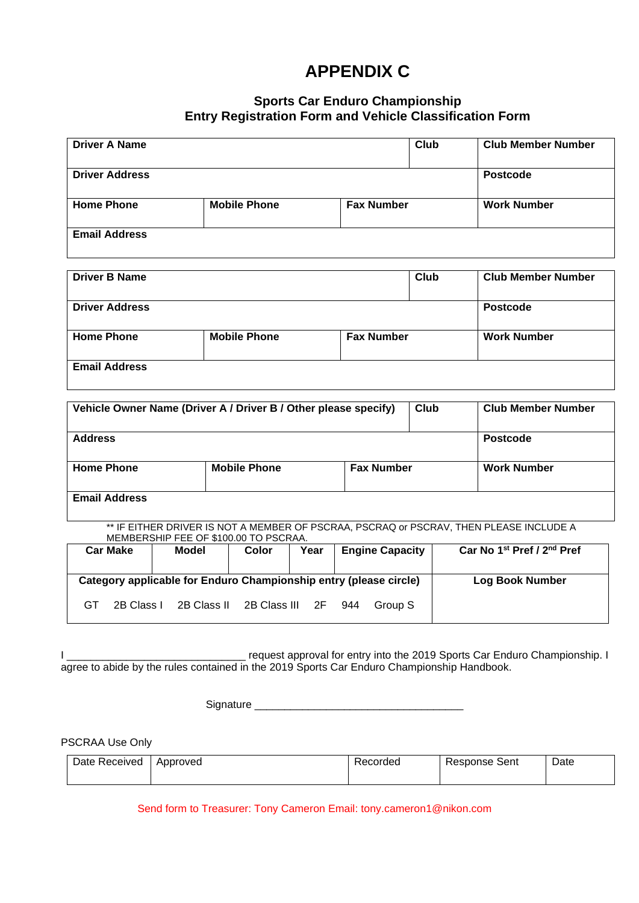# APPENDIX C

### Sports Car Enduro Championship
### Entry Registration Form and Vehicle Classification Form

| | | | |
|---|---|---|---|
| **Driver A Name** | | **Club** | **Club Member Number** |
| **Driver Address** | | | **Postcode** |
| **Home Phone** | **Mobile Phone** | **Fax Number** | **Work Number** |
| **Email Address** | | | |

| | | | |
|---|---|---|---|
| **Driver B Name** | | **Club** | **Club Member Number** |
| **Driver Address** | | | **Postcode** |
| **Home Phone** | **Mobile Phone** | **Fax Number** | **Work Number** |
| **Email Address** | | | |

| | | | |
|---|---|---|---|
| **Vehicle Owner Name (Driver A / Driver B / Other please specify)** | | **Club** | **Club Member Number** |
| **Address** | | | **Postcode** |
| **Home Phone** | **Mobile Phone** | **Fax Number** | **Work Number** |
| **Email Address** | | | |

** IF EITHER DRIVER IS NOT A MEMBER OF PSCRAA, PSCRAQ or PSCRAV, THEN PLEASE INCLUDE A MEMBERSHIP FEE OF $100.00 TO PSCRAA.

| **Car Make** | **Model** | **Color** | **Year** | **Engine Capacity** | **Car No 1st Pref / 2nd Pref** |
|---|---|---|---|---|---|
| | | | | | |
| **Category applicable for Enduro Championship entry (please circle)** | | | | | **Log Book Number** |
| GT 2B Class I 2B Class II 2B Class III 2F 944 Group S | | | | | |

I ______________________________ request approval for entry into the 2019 Sports Car Enduro Championship. I agree to abide by the rules contained in the 2019 Sports Car Enduro Championship Handbook.

Signature ____________________________________

PSCRAA Use Only

| Date Received | Approved | Recorded | Response Sent | Date |
|---|---|---|---|---|
| | | | | |

Send form to Treasurer: Tony Cameron Email: tony.cameron1@nikon.com